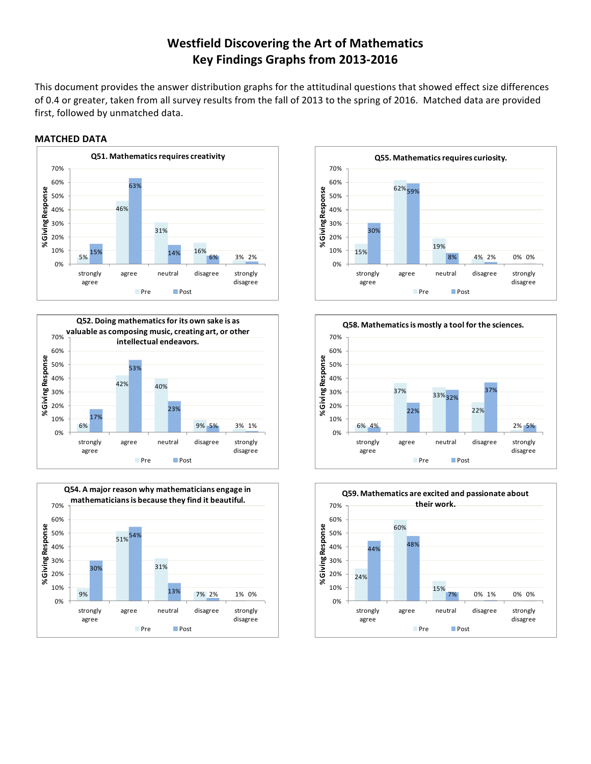# Westfield Discovering the Art of Mathematics
## Key Findings Graphs from 2013-2016

This document provides the answer distribution graphs for the attitudinal questions that showed effect size differences of 0.4 or greater, taken from all survey results from the fall of 2013 to the spring of 2016. Matched data are provided first, followed by unmatched data.

### MATCHED DATA

**Q51. Mathematics requires creativity**

| % Giving Response | strongly agree | agree | neutral | disagree | strongly disagree |
|---|---|---|---|---|---|
| Pre | 5% | 46% | 31% | 16% | 3% |
| Post | 15% | 63% | 14% | 6% | 2% |

**Q55. Mathematics requires curiosity.**

| % Giving Response | strongly agree | agree | neutral | disagree | strongly disagree |
|---|---|---|---|---|---|
| Pre | 15% | 62% | 19% | 4% | 0% |
| Post | 30% | 59% | 8% | 2% | 0% |

**Q52. Doing mathematics for its own sake is as valuable as composing music, creating art, or other intellectual endeavors.**

| % Giving Response | strongly agree | agree | neutral | disagree | strongly disagree |
|---|---|---|---|---|---|
| Pre | 6% | 42% | 40% | 9% | 3% |
| Post | 17% | 53% | 23% | 5% | 1% |

**Q58. Mathematics is mostly a tool for the sciences.**

| % Giving Response | strongly agree | agree | neutral | disagree | strongly disagree |
|---|---|---|---|---|---|
| Pre | 6% | 37% | 33% | 22% | 2% |
| Post | 4% | 22% | 32% | 37% | 5% |

**Q54. A major reason why mathematicians engage in mathematicians is because they find it beautiful.**

| % Giving Response | strongly agree | agree | neutral | disagree | strongly disagree |
|---|---|---|---|---|---|
| Pre | 9% | 51% | 31% | 7% | 1% |
| Post | 30% | 54% | 13% | 2% | 0% |

**Q59. Mathematics are excited and passionate about their work.**

| % Giving Response | strongly agree | agree | neutral | disagree | strongly disagree |
|---|---|---|---|---|---|
| Pre | 24% | 60% | 15% | 0% | 0% |
| Post | 44% | 48% | 7% | 1% | 0% |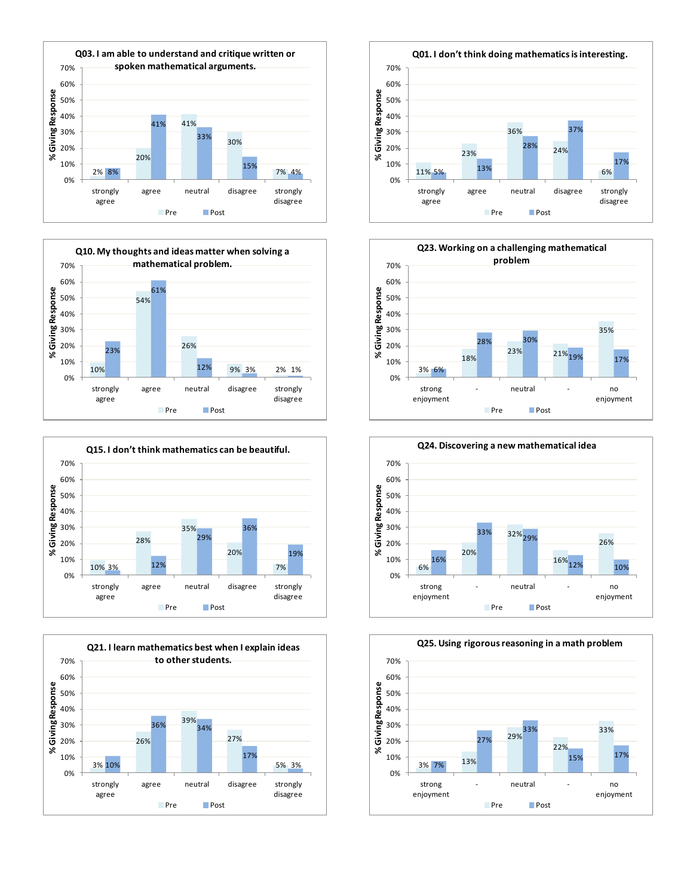### Q03. I am able to understand and critique written or spoken mathematical arguments.

| | strongly agree | agree | neutral | disagree | strongly disagree |
|---|---|---|---|---|---|
| Pre | 2% | 20% | 41% | 30% | 7% |
| Post | 8% | 41% | 33% | 15% | 4% |

### Q01. I don't think doing mathematics is interesting.

| | strongly agree | agree | neutral | disagree | strongly disagree |
|---|---|---|---|---|---|
| Pre | 11% | 23% | 36% | 24% | 6% |
| Post | 5% | 13% | 28% | 37% | 17% |

### Q10. My thoughts and ideas matter when solving a mathematical problem.

| | strongly agree | agree | neutral | disagree | strongly disagree |
|---|---|---|---|---|---|
| Pre | 10% | 54% | 26% | 9% | 2% |
| Post | 23% | 61% | 12% | 3% | 1% |

### Q23. Working on a challenging mathematical problem

| | strong enjoyment | - | neutral | - | no enjoyment |
|---|---|---|---|---|---|
| Pre | 3% | 18% | 23% | 21% | 35% |
| Post | 6% | 28% | 30% | 19% | 17% |

### Q15. I don't think mathematics can be beautiful.

| | strongly agree | agree | neutral | disagree | strongly disagree |
|---|---|---|---|---|---|
| Pre | 10% | 28% | 35% | 20% | 7% |
| Post | 3% | 12% | 29% | 36% | 19% |

### Q24. Discovering a new mathematical idea

| | strong enjoyment | - | neutral | - | no enjoyment |
|---|---|---|---|---|---|
| Pre | 6% | 20% | 32% | 16% | 26% |
| Post | 16% | 33% | 29% | 12% | 10% |

### Q21. I learn mathematics best when I explain ideas to other students.

| | strongly agree | agree | neutral | disagree | strongly disagree |
|---|---|---|---|---|---|
| Pre | 3% | 26% | 39% | 27% | 5% |
| Post | 10% | 36% | 34% | 17% | 3% |

### Q25. Using rigorous reasoning in a math problem

| | strong enjoyment | - | neutral | - | no enjoyment |
|---|---|---|---|---|---|
| Pre | 3% | 13% | 29% | 22% | 33% |
| Post | 7% | 27% | 33% | 15% | 17% |

(Y-axis: % Giving Response)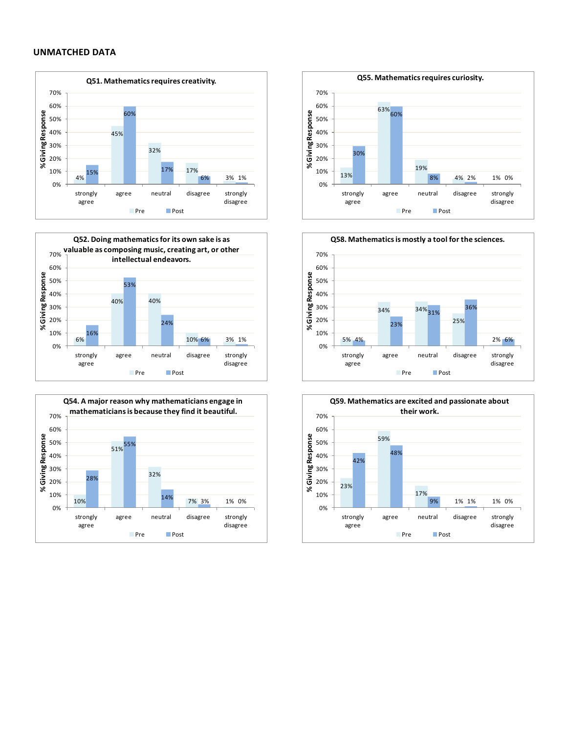## UNMATCHED DATA

**Q51. Mathematics requires creativity.**

| | strongly agree | agree | neutral | disagree | strongly disagree |
|---|---|---|---|---|---|
| Pre | 4% | 45% | 32% | 17% | 3% |
| Post | 15% | 60% | 17% | 6% | 1% |

**Q55. Mathematics requires curiosity.**

| | strongly agree | agree | neutral | disagree | strongly disagree |
|---|---|---|---|---|---|
| Pre | 13% | 63% | 19% | 4% | 1% |
| Post | 30% | 60% | 8% | 2% | 0% |

**Q52. Doing mathematics for its own sake is as valuable as composing music, creating art, or other intellectual endeavors.**

| | strongly agree | agree | neutral | disagree | strongly disagree |
|---|---|---|---|---|---|
| Pre | 6% | 40% | 40% | 10% | 3% |
| Post | 16% | 53% | 24% | 6% | 1% |

**Q58. Mathematics is mostly a tool for the sciences.**

| | strongly agree | agree | neutral | disagree | strongly disagree |
|---|---|---|---|---|---|
| Pre | 5% | 34% | 34% | 25% | 2% |
| Post | 4% | 23% | 31% | 36% | 6% |

**Q54. A major reason why mathematicians engage in mathematicians is because they find it beautiful.**

| | strongly agree | agree | neutral | disagree | strongly disagree |
|---|---|---|---|---|---|
| Pre | 10% | 51% | 32% | 7% | 1% |
| Post | 28% | 55% | 14% | 3% | 0% |

**Q59. Mathematics are excited and passionate about their work.**

| | strongly agree | agree | neutral | disagree | strongly disagree |
|---|---|---|---|---|---|
| Pre | 23% | 59% | 17% | 1% | 1% |
| Post | 42% | 48% | 9% | 1% | 0% |

(Y-axis: % Giving Response)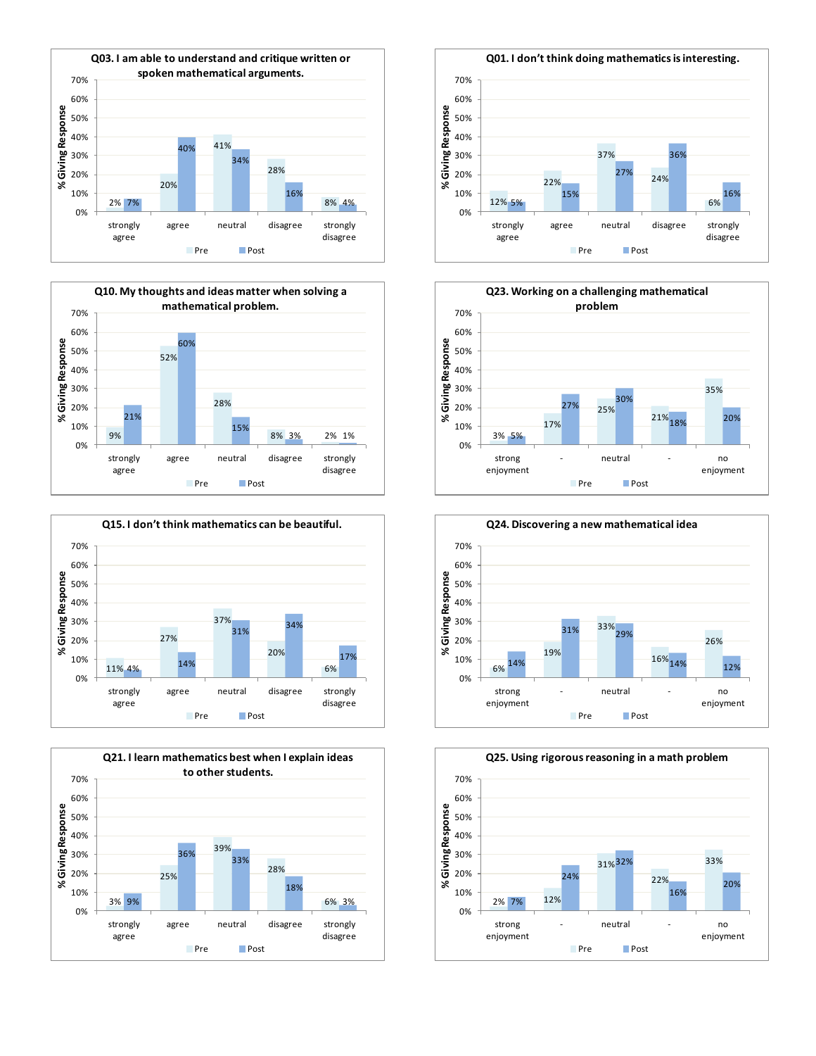### Q03. I am able to understand and critique written or spoken mathematical arguments.

% Giving Response

70%
60%
50%
40%
30%
20%
10%
0%

2% 7%
20% 40%
41% 34%
28% 16%
8% 4%

strongly agree
agree
neutral
disagree
strongly disagree

Pre Post

### Q01. I don't think doing mathematics is interesting.

% Giving Response

70%
60%
50%
40%
30%
20%
10%
0%

12% 5%
22% 15%
37% 27%
24% 36%
6% 16%

strongly agree
agree
neutral
disagree
strongly disagree

Pre Post

### Q10. My thoughts and ideas matter when solving a mathematical problem.

% Giving Response

70%
60%
50%
40%
30%
20%
10%
0%

9% 21%
52% 60%
28% 15%
8% 3%
2% 1%

strongly agree
agree
neutral
disagree
strongly disagree

Pre Post

### Q23. Working on a challenging mathematical problem

% Giving Response

70%
60%
50%
40%
30%
20%
10%
0%

3% 5%
17% 27%
25% 30%
21% 18%
35% 20%

strong enjoyment
-
neutral
-
no enjoyment

Pre Post

### Q15. I don't think mathematics can be beautiful.

% Giving Response

70%
60%
50%
40%
30%
20%
10%
0%

11% 4%
27% 14%
37% 31%
20% 34%
6% 17%

strongly agree
agree
neutral
disagree
strongly disagree

Pre Post

### Q24. Discovering a new mathematical idea

% Giving Response

70%
60%
50%
40%
30%
20%
10%
0%

6% 14%
19% 31%
33% 29%
16% 14%
26% 12%

strong enjoyment
-
neutral
-
no enjoyment

Pre Post

### Q21. I learn mathematics best when I explain ideas to other students.

% Giving Response

70%
60%
50%
40%
30%
20%
10%
0%

3% 9%
25% 36%
39% 33%
28% 18%
6% 3%

strongly agree
agree
neutral
disagree
strongly disagree

Pre Post

### Q25. Using rigorous reasoning in a math problem

% Giving Response

70%
60%
50%
40%
30%
20%
10%
0%

2% 7%
12% 24%
31% 32%
22% 16%
33% 20%

strong enjoyment
-
neutral
-
no enjoyment

Pre Post